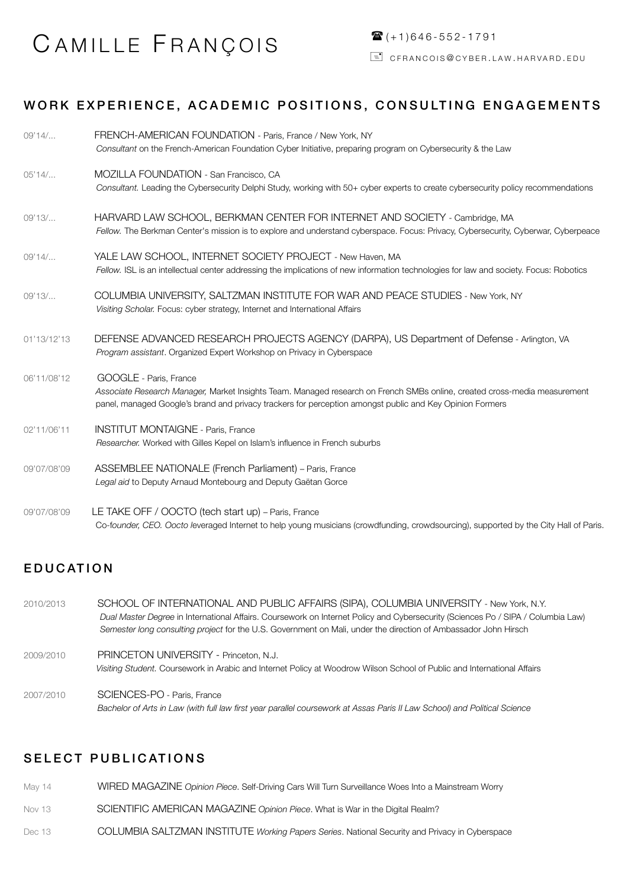# CAMILLE FRANÇOIS

☎ (+1)646-552-1791

CFRANCOIS@CYBER.LAW.HARVARD.EDU

## WORK EXPERIENCE, ACADEMIC POSITIONS, CONSULTING ENGAGEMENTS

09'14/... **FRENCH-AMERICAN FOUNDATION** - Paris, France / New York, NY
*Consultant* on the French-American Foundation Cyber Initiative, preparing program on Cybersecurity & the Law

05'14/... **MOZILLA FOUNDATION** - San Francisco, CA
*Consultant.* Leading the Cybersecurity Delphi Study, working with 50+ cyber experts to create cybersecurity policy recommendations

09'13/... **HARVARD LAW SCHOOL, BERKMAN CENTER FOR INTERNET AND SOCIETY** - Cambridge, MA
*Fellow.* The Berkman Center's mission is to explore and understand cyberspace. Focus: Privacy, Cybersecurity, Cyberwar, Cyberpeace

09'14/... **YALE LAW SCHOOL, INTERNET SOCIETY PROJECT** - New Haven, MA
*Fellow.* ISL is an intellectual center addressing the implications of new information technologies for law and society. Focus: Robotics

09'13/... **COLUMBIA UNIVERSITY, SALTZMAN INSTITUTE FOR WAR AND PEACE STUDIES** - New York, NY
*Visiting Scholar.* Focus: cyber strategy, Internet and International Affairs

01'13/12'13 **DEFENSE ADVANCED RESEARCH PROJECTS AGENCY (DARPA), US Department of Defense** - Arlington, VA
*Program assistant*. Organized Expert Workshop on Privacy in Cyberspace

06'11/08'12 **GOOGLE** - Paris, France
*Associate Research Manager,* Market Insights Team. Managed research on French SMBs online, created cross-media measurement panel, managed Google's brand and privacy trackers for perception amongst public and Key Opinion Formers

02'11/06'11 **INSTITUT MONTAIGNE** - Paris, France
*Researcher.* Worked with Gilles Kepel on Islam's influence in French suburbs

09'07/08'09 **ASSEMBLEE NATIONALE (French Parliament)** – Paris, France
*Legal aid* to Deputy Arnaud Montebourg and Deputy Gaëtan Gorce

09'07/08'09 **LE TAKE OFF / OOCTO (tech start up)** – Paris, France
Co-f*ounder, CEO. Oocto l*everaged Internet to help young musicians (crowdfunding, crowdsourcing), supported by the City Hall of Paris.

## EDUCATION

2010/2013 **SCHOOL OF INTERNATIONAL AND PUBLIC AFFAIRS (SIPA), COLUMBIA UNIVERSITY** - New York, N.Y.
*Dual Master Degree* in International Affairs. Coursework on Internet Policy and Cybersecurity (Sciences Po / SIPA / Columbia Law)
*Semester long consulting project* for the U.S. Government on Mali, under the direction of Ambassador John Hirsch

2009/2010 **PRINCETON UNIVERSITY** - Princeton, N.J.
*Visiting Student.* Coursework in Arabic and Internet Policy at Woodrow Wilson School of Public and International Affairs

2007/2010 **SCIENCES-PO** - Paris, France
*Bachelor of Arts in Law (with full law first year parallel coursework at Assas Paris II Law School) and Political Science*

## SELECT PUBLICATIONS

May 14 **WIRED MAGAZINE** *Opinion Piece*. Self-Driving Cars Will Turn Surveillance Woes Into a Mainstream Worry

Nov 13 **SCIENTIFIC AMERICAN MAGAZINE** *Opinion Piece*. What is War in the Digital Realm?

Dec 13 **COLUMBIA SALTZMAN INSTITUTE** *Working Papers Series*. National Security and Privacy in Cyberspace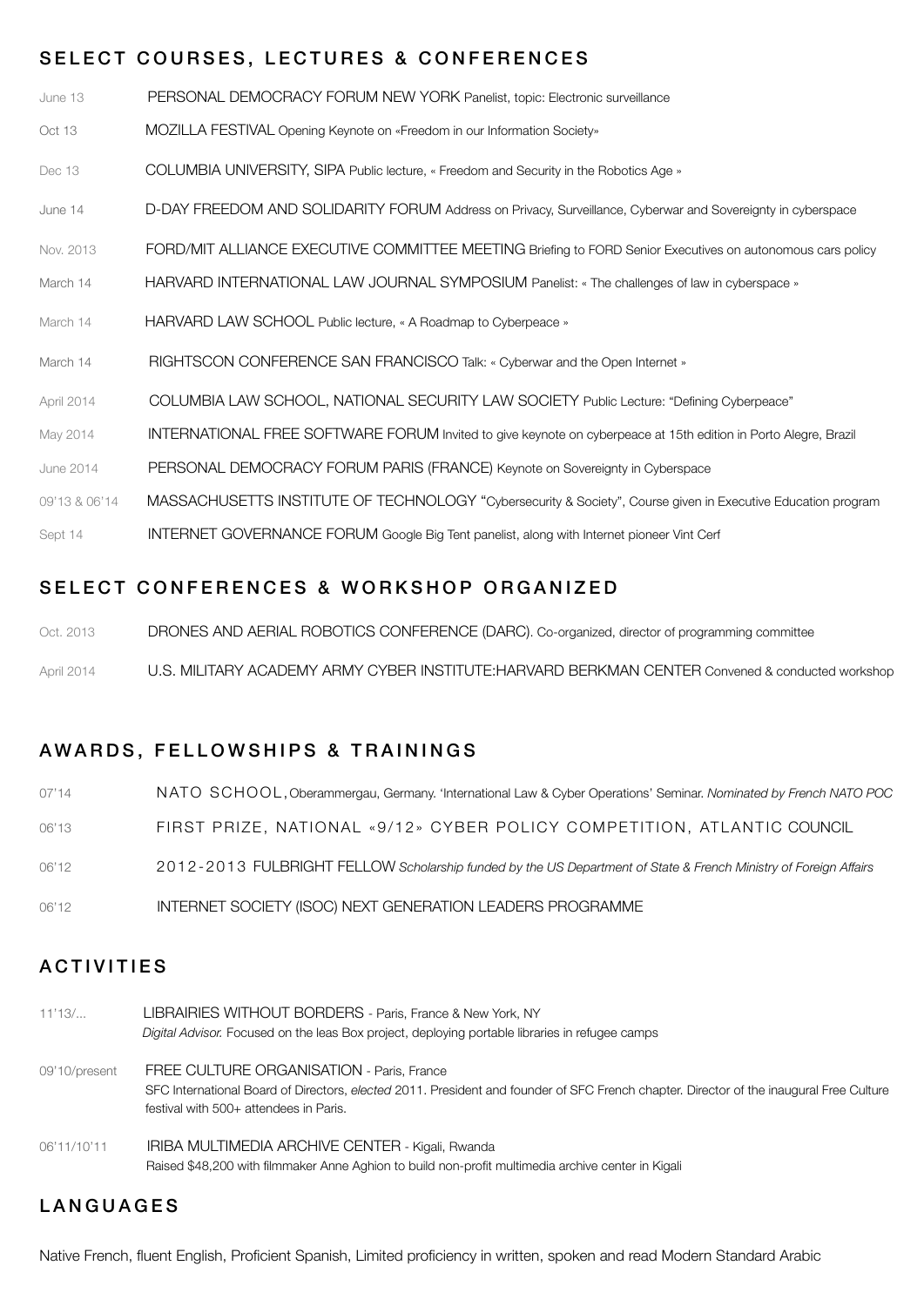## SELECT COURSES, LECTURES & CONFERENCES

| | |
|---|---|
| June 13 | PERSONAL DEMOCRACY FORUM NEW YORK Panelist, topic: Electronic surveillance |
| Oct 13 | MOZILLA FESTIVAL Opening Keynote on «Freedom in our Information Society» |
| Dec 13 | COLUMBIA UNIVERSITY, SIPA Public lecture, « Freedom and Security in the Robotics Age » |
| June 14 | D-DAY FREEDOM AND SOLIDARITY FORUM Address on Privacy, Surveillance, Cyberwar and Sovereignty in cyberspace |
| Nov. 2013 | FORD/MIT ALLIANCE EXECUTIVE COMMITTEE MEETING Briefing to FORD Senior Executives on autonomous cars policy |
| March 14 | HARVARD INTERNATIONAL LAW JOURNAL SYMPOSIUM Panelist: « The challenges of law in cyberspace » |
| March 14 | HARVARD LAW SCHOOL Public lecture, « A Roadmap to Cyberpeace » |
| March 14 | RIGHTSCON CONFERENCE SAN FRANCISCO Talk: « Cyberwar and the Open Internet » |
| April 2014 | COLUMBIA LAW SCHOOL, NATIONAL SECURITY LAW SOCIETY Public Lecture: "Defining Cyberpeace" |
| May 2014 | INTERNATIONAL FREE SOFTWARE FORUM Invited to give keynote on cyberpeace at 15th edition in Porto Alegre, Brazil |
| June 2014 | PERSONAL DEMOCRACY FORUM PARIS (FRANCE) Keynote on Sovereignty in Cyberspace |
| 09'13 & 06'14 | MASSACHUSETTS INSTITUTE OF TECHNOLOGY "Cybersecurity & Society", Course given in Executive Education program |
| Sept 14 | INTERNET GOVERNANCE FORUM Google Big Tent panelist, along with Internet pioneer Vint Cerf |

## SELECT CONFERENCES & WORKSHOP ORGANIZED

| | |
|---|---|
| Oct. 2013 | DRONES AND AERIAL ROBOTICS CONFERENCE (DARC). Co-organized, director of programming committee |
| April 2014 | U.S. MILITARY ACADEMY ARMY CYBER INSTITUTE:HARVARD BERKMAN CENTER Convened & conducted workshop |

## AWARDS, FELLOWSHIPS & TRAININGS

| | |
|---|---|
| 07'14 | NATO SCHOOL, Oberammergau, Germany. 'International Law & Cyber Operations' Seminar. *Nominated by French NATO POC* |
| 06'13 | FIRST PRIZE, NATIONAL «9/12» CYBER POLICY COMPETITION, ATLANTIC COUNCIL |
| 06'12 | 2012-2013 FULBRIGHT FELLOW *Scholarship funded by the US Department of State & French Ministry of Foreign Affairs* |
| 06'12 | INTERNET SOCIETY (ISOC) NEXT GENERATION LEADERS PROGRAMME |

## ACTIVITIES

11'13/... LIBRAIRIES WITHOUT BORDERS - Paris, France & New York, NY
*Digital Advisor.* Focused on the Ieas Box project, deploying portable libraries in refugee camps

09'10/present FREE CULTURE ORGANISATION - Paris, France
SFC International Board of Directors, *elected* 2011. President and founder of SFC French chapter. Director of the inaugural Free Culture festival with 500+ attendees in Paris.

06'11/10'11 IRIBA MULTIMEDIA ARCHIVE CENTER - Kigali, Rwanda
Raised $48,200 with filmmaker Anne Aghion to build non-profit multimedia archive center in Kigali

## LANGUAGES

Native French, fluent English, Proficient Spanish, Limited proficiency in written, spoken and read Modern Standard Arabic